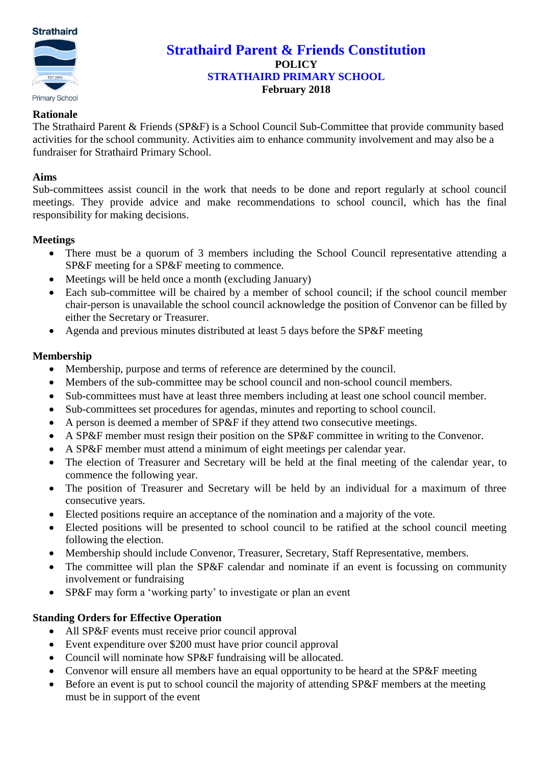# Strathaird Parent & Friends Constitution

**POLICY**

**STRATHAIRD PRIMARY SCHOOL**

**February 2018**

## Rationale

The Strathaird Parent & Friends (SP&F) is a School Council Sub-Committee that provide community based activities for the school community. Activities aim to enhance community involvement and may also be a fundraiser for Strathaird Primary School.

## Aims

Sub-committees assist council in the work that needs to be done and report regularly at school council meetings. They provide advice and make recommendations to school council, which has the final responsibility for making decisions.

## Meetings

- There must be a quorum of 3 members including the School Council representative attending a SP&F meeting for a SP&F meeting to commence.
- Meetings will be held once a month (excluding January)
- Each sub-committee will be chaired by a member of school council; if the school council member chair-person is unavailable the school council acknowledge the position of Convenor can be filled by either the Secretary or Treasurer.
- Agenda and previous minutes distributed at least 5 days before the SP&F meeting

## Membership

- Membership, purpose and terms of reference are determined by the council.
- Members of the sub-committee may be school council and non-school council members.
- Sub-committees must have at least three members including at least one school council member.
- Sub-committees set procedures for agendas, minutes and reporting to school council.
- A person is deemed a member of SP&F if they attend two consecutive meetings.
- A SP&F member must resign their position on the SP&F committee in writing to the Convenor.
- A SP&F member must attend a minimum of eight meetings per calendar year.
- The election of Treasurer and Secretary will be held at the final meeting of the calendar year, to commence the following year.
- The position of Treasurer and Secretary will be held by an individual for a maximum of three consecutive years.
- Elected positions require an acceptance of the nomination and a majority of the vote.
- Elected positions will be presented to school council to be ratified at the school council meeting following the election.
- Membership should include Convenor, Treasurer, Secretary, Staff Representative, members.
- The committee will plan the SP&F calendar and nominate if an event is focussing on community involvement or fundraising
- SP&F may form a 'working party' to investigate or plan an event

## Standing Orders for Effective Operation

- All SP&F events must receive prior council approval
- Event expenditure over $200 must have prior council approval
- Council will nominate how SP&F fundraising will be allocated.
- Convenor will ensure all members have an equal opportunity to be heard at the SP&F meeting
- Before an event is put to school council the majority of attending SP&F members at the meeting must be in support of the event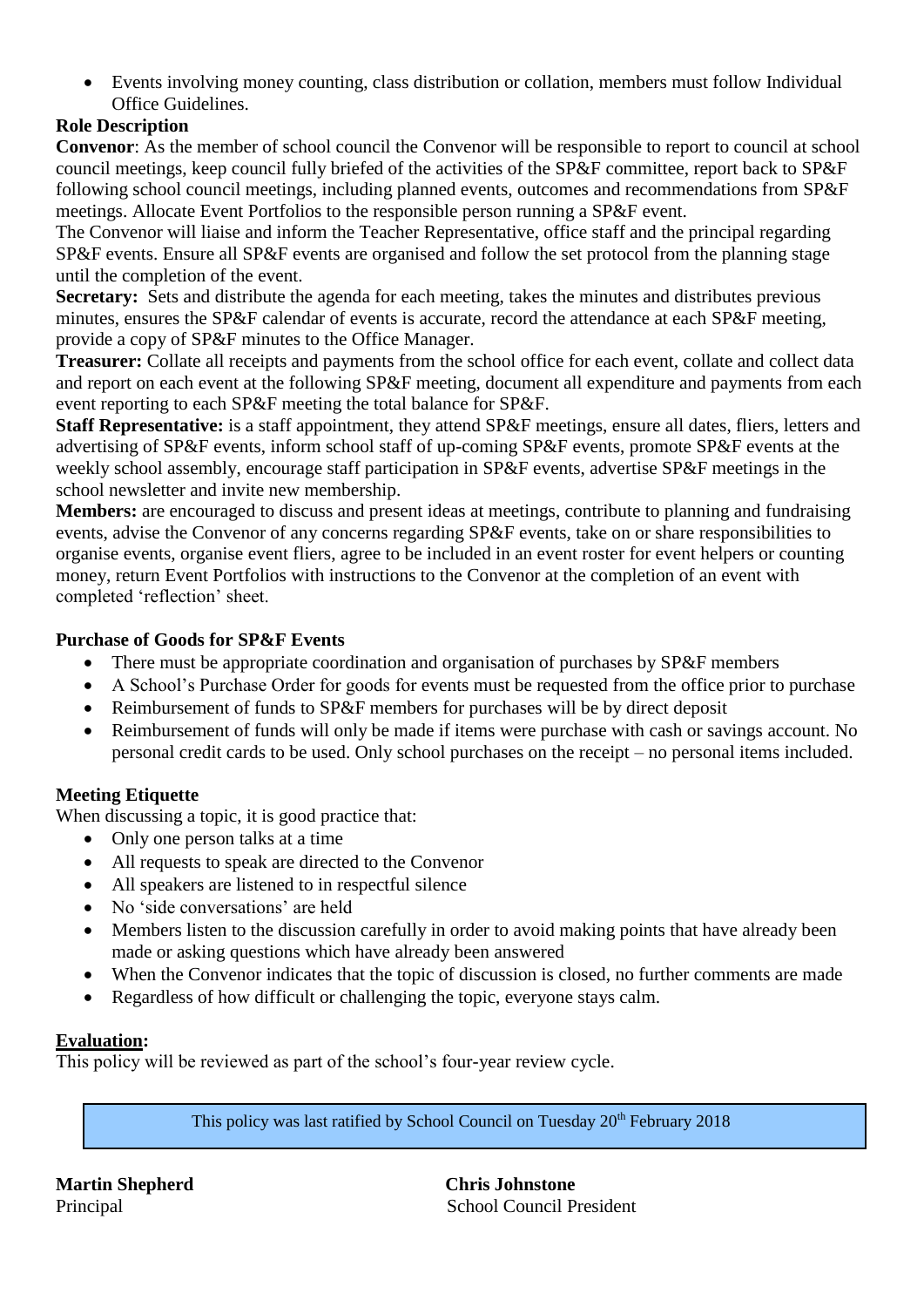- Events involving money counting, class distribution or collation, members must follow Individual Office Guidelines.

**Role Description**

**Convenor**: As the member of school council the Convenor will be responsible to report to council at school council meetings, keep council fully briefed of the activities of the SP&F committee, report back to SP&F following school council meetings, including planned events, outcomes and recommendations from SP&F meetings. Allocate Event Portfolios to the responsible person running a SP&F event.

The Convenor will liaise and inform the Teacher Representative, office staff and the principal regarding SP&F events. Ensure all SP&F events are organised and follow the set protocol from the planning stage until the completion of the event.

**Secretary:** Sets and distribute the agenda for each meeting, takes the minutes and distributes previous minutes, ensures the SP&F calendar of events is accurate, record the attendance at each SP&F meeting, provide a copy of SP&F minutes to the Office Manager.

**Treasurer:** Collate all receipts and payments from the school office for each event, collate and collect data and report on each event at the following SP&F meeting, document all expenditure and payments from each event reporting to each SP&F meeting the total balance for SP&F.

**Staff Representative:** is a staff appointment, they attend SP&F meetings, ensure all dates, fliers, letters and advertising of SP&F events, inform school staff of up-coming SP&F events, promote SP&F events at the weekly school assembly, encourage staff participation in SP&F events, advertise SP&F meetings in the school newsletter and invite new membership.

**Members:** are encouraged to discuss and present ideas at meetings, contribute to planning and fundraising events, advise the Convenor of any concerns regarding SP&F events, take on or share responsibilities to organise events, organise event fliers, agree to be included in an event roster for event helpers or counting money, return Event Portfolios with instructions to the Convenor at the completion of an event with completed 'reflection' sheet.

**Purchase of Goods for SP&F Events**

- There must be appropriate coordination and organisation of purchases by SP&F members
- A School's Purchase Order for goods for events must be requested from the office prior to purchase
- Reimbursement of funds to SP&F members for purchases will be by direct deposit
- Reimbursement of funds will only be made if items were purchase with cash or savings account. No personal credit cards to be used. Only school purchases on the receipt – no personal items included.

**Meeting Etiquette**

When discussing a topic, it is good practice that:

- Only one person talks at a time
- All requests to speak are directed to the Convenor
- All speakers are listened to in respectful silence
- No 'side conversations' are held
- Members listen to the discussion carefully in order to avoid making points that have already been made or asking questions which have already been answered
- When the Convenor indicates that the topic of discussion is closed, no further comments are made
- Regardless of how difficult or challenging the topic, everyone stays calm.

**Evaluation:**

This policy will be reviewed as part of the school's four-year review cycle.

This policy was last ratified by School Council on Tuesday 20th February 2018

**Martin Shepherd**
Principal

**Chris Johnstone**
School Council President